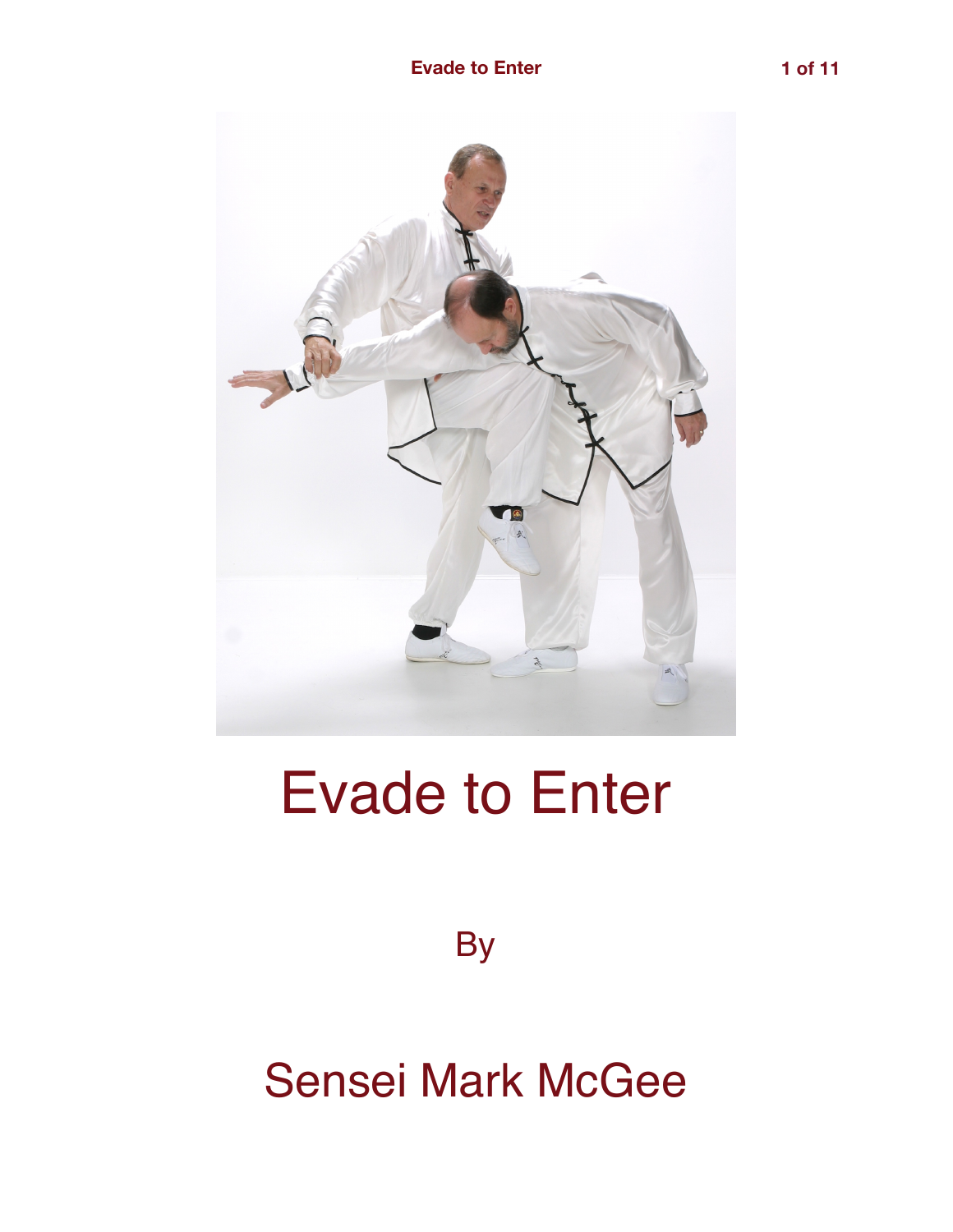# Evade to Enter

By

## Sensei Mark McGee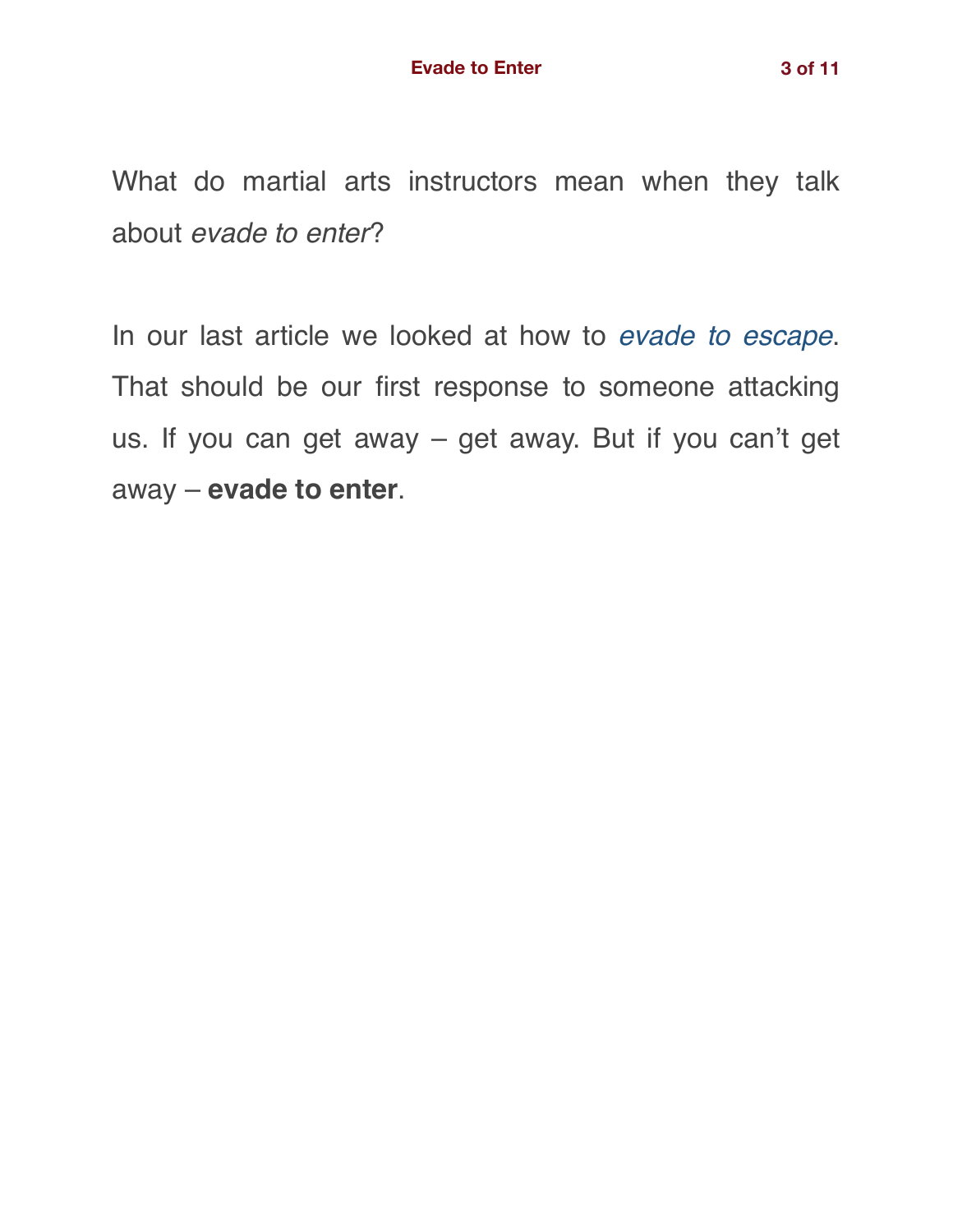What do martial arts instructors mean when they talk about *evade to enter*?

In our last article we looked at how to *evade to escape*. That should be our first response to someone attacking us. If you can get away – get away. But if you can't get away – **evade to enter**.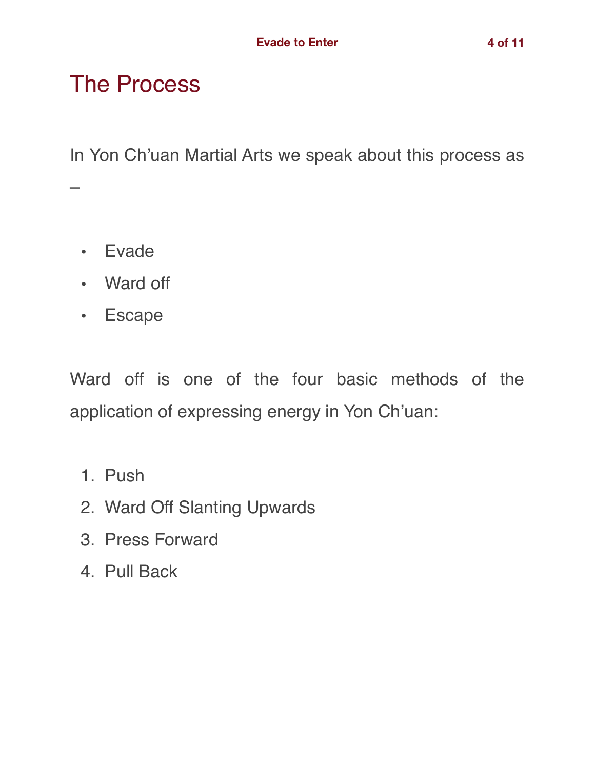# The Process

In Yon Ch'uan Martial Arts we speak about this process as –

- Evade
- Ward off
- Escape

Ward off is one of the four basic methods of the application of expressing energy in Yon Ch'uan:

1. Push
2. Ward Off Slanting Upwards
3. Press Forward
4. Pull Back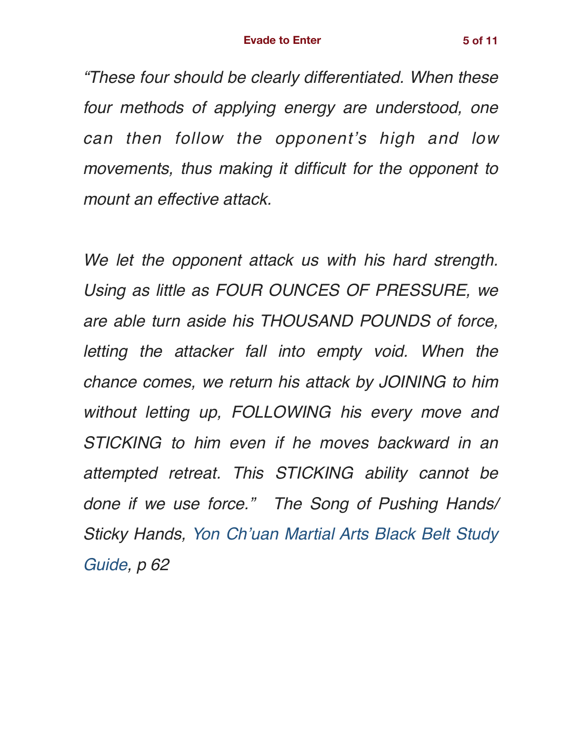*“These four should be clearly differentiated. When these four methods of applying energy are understood, one can then follow the opponent’s high and low movements, thus making it difficult for the opponent to mount an effective attack.*

*We let the opponent attack us with his hard strength. Using as little as FOUR OUNCES OF PRESSURE, we are able turn aside his THOUSAND POUNDS of force, letting the attacker fall into empty void. When the chance comes, we return his attack by JOINING to him without letting up, FOLLOWING his every move and STICKING to him even if he moves backward in an attempted retreat. This STICKING ability cannot be done if we use force.” The Song of Pushing Hands/ Sticky Hands, Yon Ch’uan Martial Arts Black Belt Study Guide, p 62*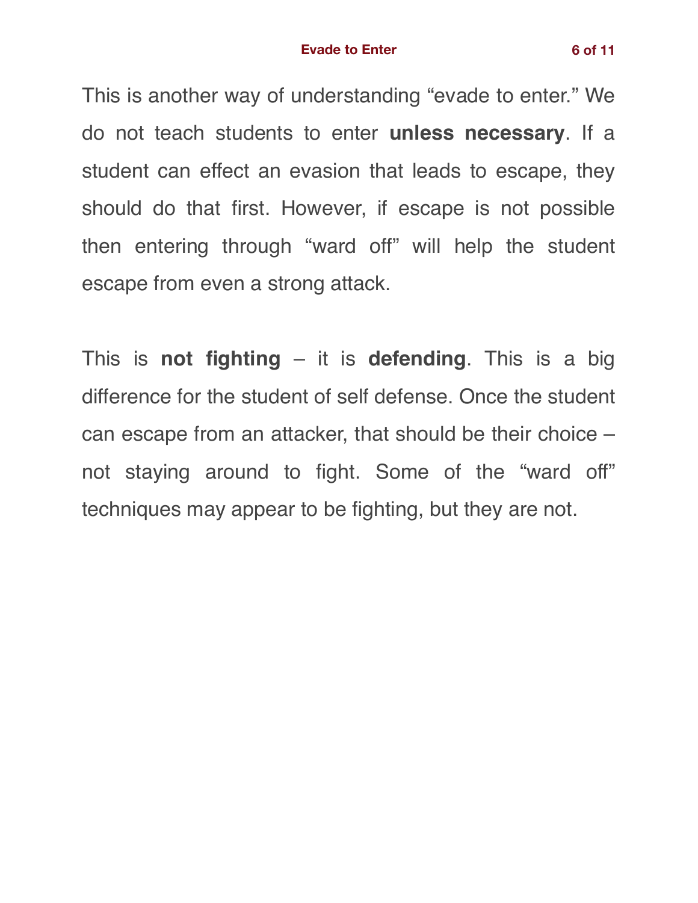This is another way of understanding "evade to enter." We do not teach students to enter **unless necessary**. If a student can effect an evasion that leads to escape, they should do that first. However, if escape is not possible then entering through "ward off" will help the student escape from even a strong attack.

This is **not fighting** – it is **defending**. This is a big difference for the student of self defense. Once the student can escape from an attacker, that should be their choice – not staying around to fight. Some of the "ward off" techniques may appear to be fighting, but they are not.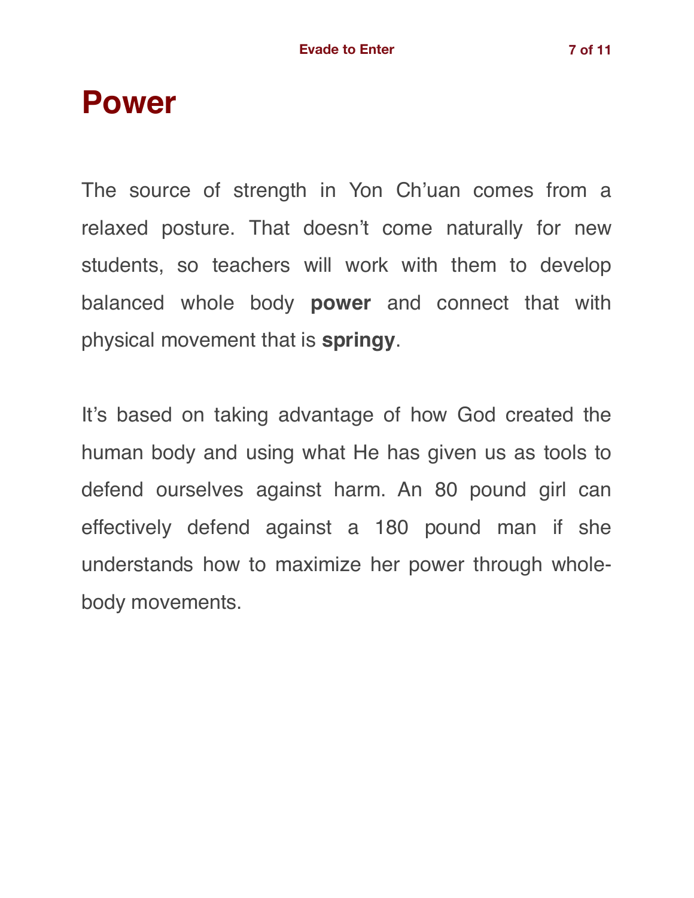# Power

The source of strength in Yon Ch'uan comes from a relaxed posture. That doesn't come naturally for new students, so teachers will work with them to develop balanced whole body **power** and connect that with physical movement that is **springy**.

It's based on taking advantage of how God created the human body and using what He has given us as tools to defend ourselves against harm. An 80 pound girl can effectively defend against a 180 pound man if she understands how to maximize her power through whole-body movements.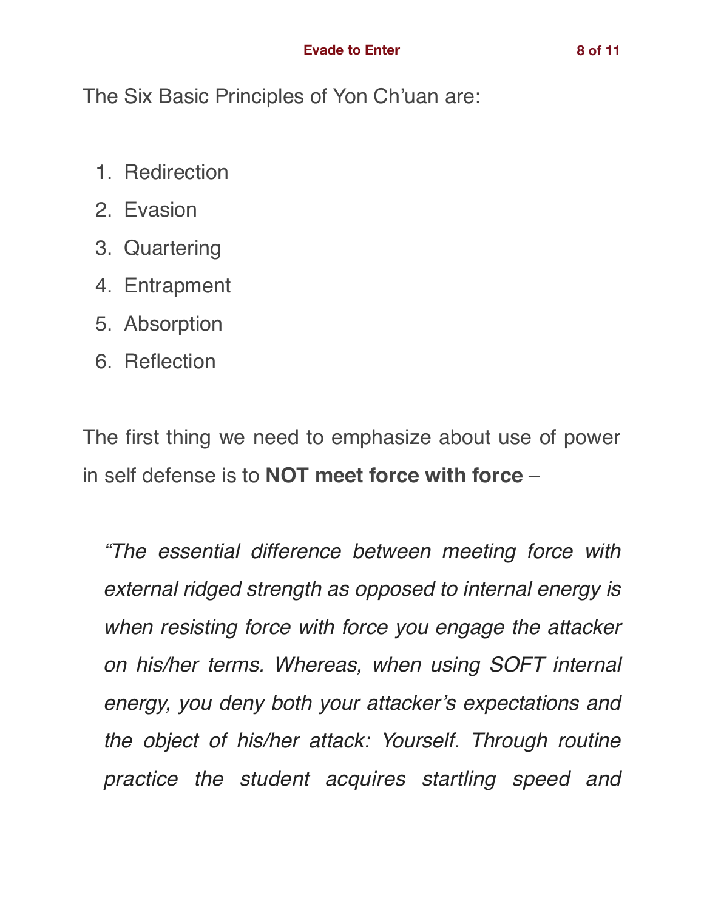The Six Basic Principles of Yon Ch'uan are:

1. Redirection
2. Evasion
3. Quartering
4. Entrapment
5. Absorption
6. Reflection

The first thing we need to emphasize about use of power in self defense is to **NOT meet force with force** –

> *"The essential difference between meeting force with external ridged strength as opposed to internal energy is when resisting force with force you engage the attacker on his/her terms. Whereas, when using SOFT internal energy, you deny both your attacker's expectations and the object of his/her attack: Yourself. Through routine practice the student acquires startling speed and*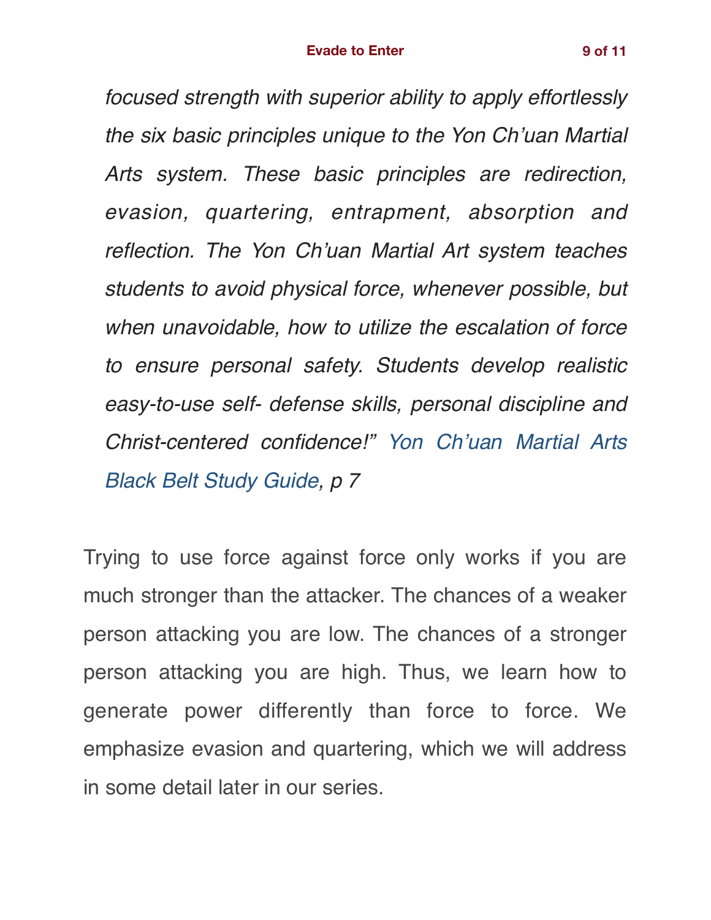*focused strength with superior ability to apply effortlessly the six basic principles unique to the Yon Ch'uan Martial Arts system. These basic principles are redirection, evasion, quartering, entrapment, absorption and reflection. The Yon Ch'uan Martial Art system teaches students to avoid physical force, whenever possible, but when unavoidable, how to utilize the escalation of force to ensure personal safety. Students develop realistic easy-to-use self- defense skills, personal discipline and Christ-centered confidence!" Yon Ch'uan Martial Arts Black Belt Study Guide, p 7*

Trying to use force against force only works if you are much stronger than the attacker. The chances of a weaker person attacking you are low. The chances of a stronger person attacking you are high. Thus, we learn how to generate power differently than force to force. We emphasize evasion and quartering, which we will address in some detail later in our series.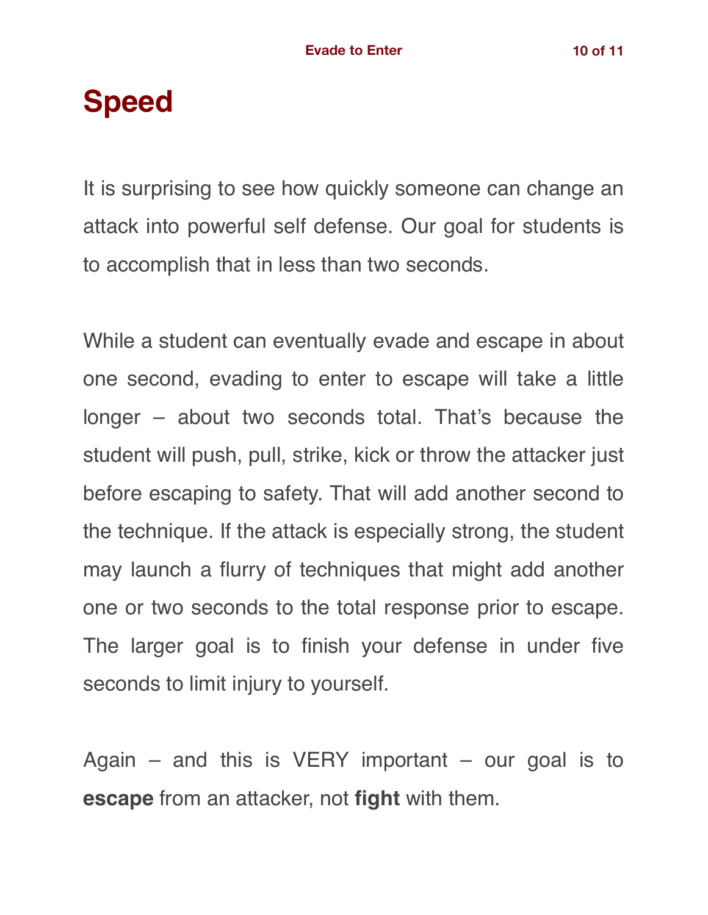# Speed

It is surprising to see how quickly someone can change an attack into powerful self defense. Our goal for students is to accomplish that in less than two seconds.

While a student can eventually evade and escape in about one second, evading to enter to escape will take a little longer – about two seconds total. That's because the student will push, pull, strike, kick or throw the attacker just before escaping to safety. That will add another second to the technique. If the attack is especially strong, the student may launch a flurry of techniques that might add another one or two seconds to the total response prior to escape. The larger goal is to finish your defense in under five seconds to limit injury to yourself.

Again – and this is VERY important – our goal is to **escape** from an attacker, not **fight** with them.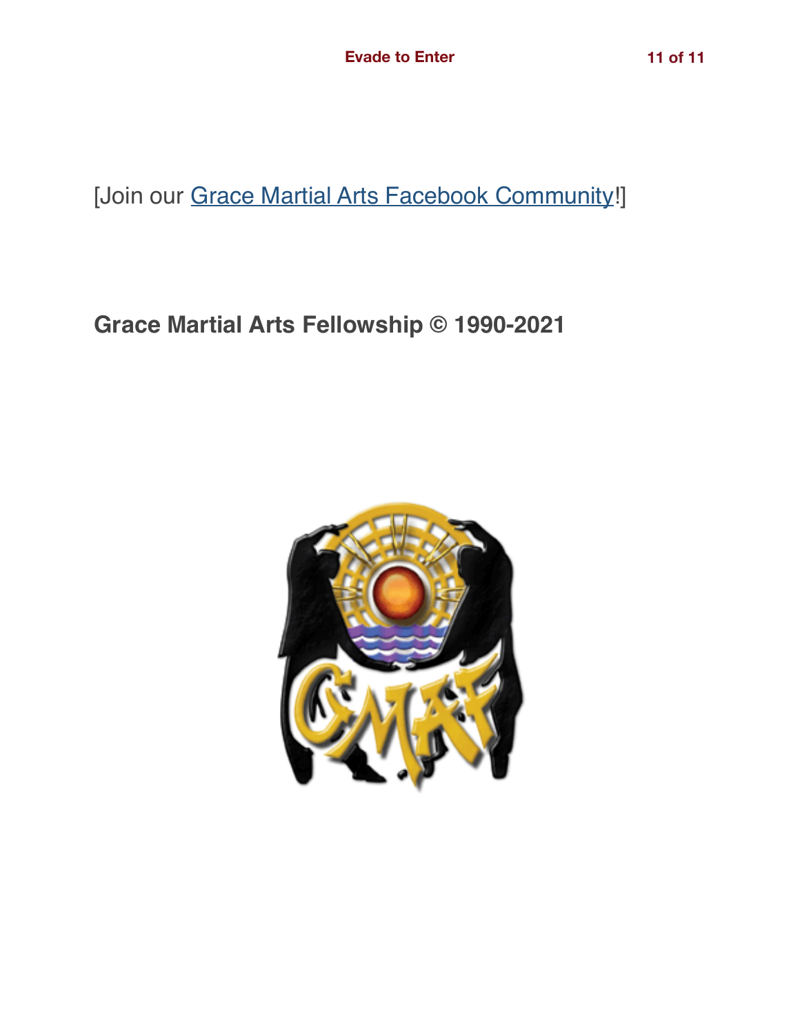[Join our Grace Martial Arts Facebook Community!]

**Grace Martial Arts Fellowship © 1990-2021**